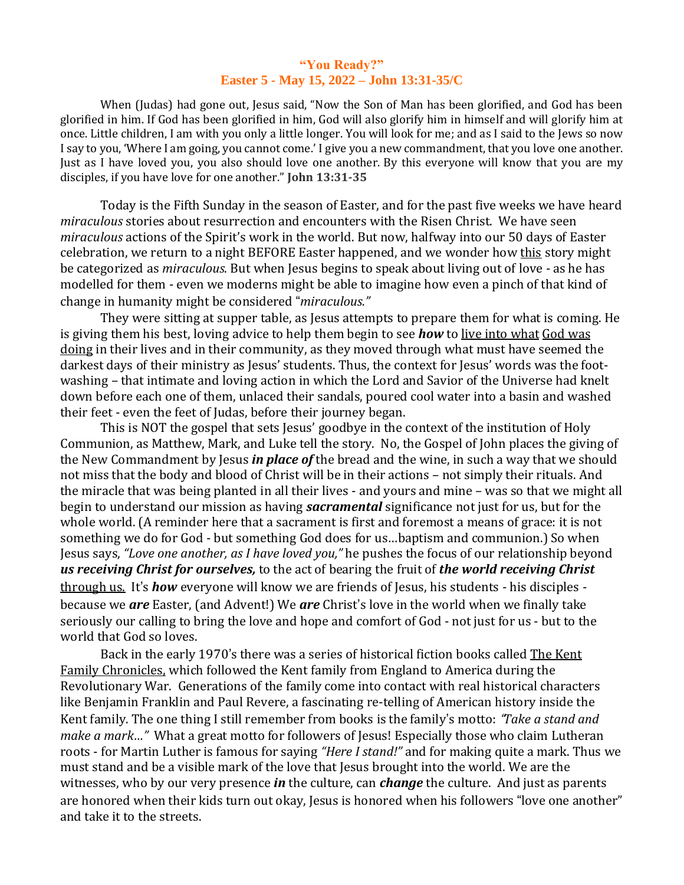# "You Ready?"
## Easter 5 - May 15, 2022 – John 13:31-35/C

When (Judas) had gone out, Jesus said, "Now the Son of Man has been glorified, and God has been glorified in him. If God has been glorified in him, God will also glorify him in himself and will glorify him at once. Little children, I am with you only a little longer. You will look for me; and as I said to the Jews so now I say to you, 'Where I am going, you cannot come.' I give you a new commandment, that you love one another. Just as I have loved you, you also should love one another. By this everyone will know that you are my disciples, if you have love for one another." **John 13:31-35**

Today is the Fifth Sunday in the season of Easter, and for the past five weeks we have heard *miraculous* stories about resurrection and encounters with the Risen Christ. We have seen *miraculous* actions of the Spirit's work in the world. But now, halfway into our 50 days of Easter celebration, we return to a night BEFORE Easter happened, and we wonder how this story might be categorized as *miraculous*. But when Jesus begins to speak about living out of love - as he has modelled for them - even we moderns might be able to imagine how even a pinch of that kind of change in humanity might be considered "*miraculous."*

They were sitting at supper table, as Jesus attempts to prepare them for what is coming. He is giving them his best, loving advice to help them begin to see ***how*** to live into what God was doing in their lives and in their community, as they moved through what must have seemed the darkest days of their ministry as Jesus' students. Thus, the context for Jesus' words was the foot-washing – that intimate and loving action in which the Lord and Savior of the Universe had knelt down before each one of them, unlaced their sandals, poured cool water into a basin and washed their feet - even the feet of Judas, before their journey began.

This is NOT the gospel that sets Jesus' goodbye in the context of the institution of Holy Communion, as Matthew, Mark, and Luke tell the story. No, the Gospel of John places the giving of the New Commandment by Jesus ***in place of*** the bread and the wine, in such a way that we should not miss that the body and blood of Christ will be in their actions – not simply their rituals. And the miracle that was being planted in all their lives - and yours and mine – was so that we might all begin to understand our mission as having ***sacramental*** significance not just for us, but for the whole world. (A reminder here that a sacrament is first and foremost a means of grace: it is not something we do for God - but something God does for us…baptism and communion.) So when Jesus says, *"Love one another, as I have loved you,"* he pushes the focus of our relationship beyond ***us receiving Christ for ourselves,*** to the act of bearing the fruit of ***the world receiving Christ*** through us. It's ***how*** everyone will know we are friends of Jesus, his students - his disciples - because we ***are*** Easter, (and Advent!) We ***are*** Christ's love in the world when we finally take seriously our calling to bring the love and hope and comfort of God - not just for us - but to the world that God so loves.

Back in the early 1970's there was a series of historical fiction books called The Kent Family Chronicles, which followed the Kent family from England to America during the Revolutionary War. Generations of the family come into contact with real historical characters like Benjamin Franklin and Paul Revere, a fascinating re-telling of American history inside the Kent family. The one thing I still remember from books is the family's motto: *"Take a stand and make a mark…"* What a great motto for followers of Jesus! Especially those who claim Lutheran roots - for Martin Luther is famous for saying *"Here I stand!"* and for making quite a mark. Thus we must stand and be a visible mark of the love that Jesus brought into the world. We are the witnesses, who by our very presence ***in*** the culture, can ***change*** the culture. And just as parents are honored when their kids turn out okay, Jesus is honored when his followers "love one another" and take it to the streets.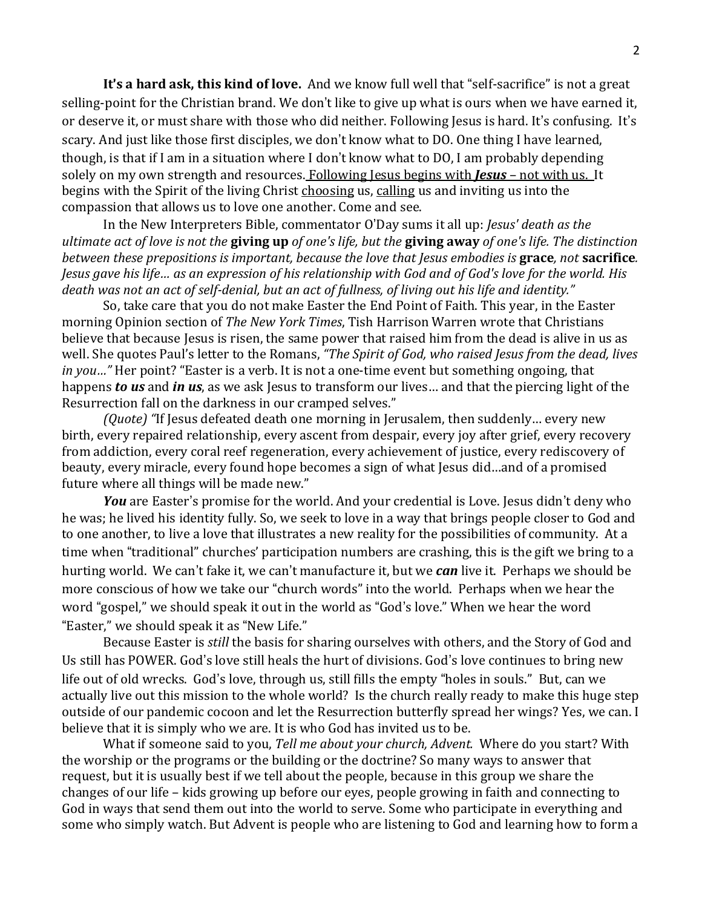**It's a hard ask, this kind of love.** And we know full well that "self-sacrifice" is not a great selling-point for the Christian brand. We don't like to give up what is ours when we have earned it, or deserve it, or must share with those who did neither. Following Jesus is hard. It's confusing. It's scary. And just like those first disciples, we don't know what to DO. One thing I have learned, though, is that if I am in a situation where I don't know what to DO, I am probably depending solely on my own strength and resources. <u>Following Jesus begins with ***Jesus*** – not with us.</u> It begins with the Spirit of the living Christ <u>choosing</u> us, <u>calling</u> us and inviting us into the compassion that allows us to love one another. Come and see.

In the New Interpreters Bible, commentator O'Day sums it all up: *Jesus' death as the ultimate act of love is not the* **giving up** *of one's life, but the* **giving away** *of one's life. The distinction between these prepositions is important, because the love that Jesus embodies is* **grace***, not* **sacrifice***. Jesus gave his life… as an expression of his relationship with God and of God's love for the world. His death was not an act of self-denial, but an act of fullness, of living out his life and identity."*

So, take care that you do not make Easter the End Point of Faith. This year, in the Easter morning Opinion section of *The New York Times*, Tish Harrison Warren wrote that Christians believe that because Jesus is risen, the same power that raised him from the dead is alive in us as well. She quotes Paul's letter to the Romans, *"The Spirit of God, who raised Jesus from the dead, lives in you…"* Her point? "Easter is a verb. It is not a one-time event but something ongoing, that happens ***to us*** and ***in us***, as we ask Jesus to transform our lives… and that the piercing light of the Resurrection fall on the darkness in our cramped selves."

*(Quote)* "If Jesus defeated death one morning in Jerusalem, then suddenly… every new birth, every repaired relationship, every ascent from despair, every joy after grief, every recovery from addiction, every coral reef regeneration, every achievement of justice, every rediscovery of beauty, every miracle, every found hope becomes a sign of what Jesus did…and of a promised future where all things will be made new."

***You*** are Easter's promise for the world. And your credential is Love. Jesus didn't deny who he was; he lived his identity fully. So, we seek to love in a way that brings people closer to God and to one another, to live a love that illustrates a new reality for the possibilities of community. At a time when "traditional" churches' participation numbers are crashing, this is the gift we bring to a hurting world. We can't fake it, we can't manufacture it, but we ***can*** live it. Perhaps we should be more conscious of how we take our "church words" into the world. Perhaps when we hear the word "gospel," we should speak it out in the world as "God's love." When we hear the word "Easter," we should speak it as "New Life."

Because Easter is *still* the basis for sharing ourselves with others, and the Story of God and Us still has POWER. God's love still heals the hurt of divisions. God's love continues to bring new life out of old wrecks. God's love, through us, still fills the empty "holes in souls." But, can we actually live out this mission to the whole world? Is the church really ready to make this huge step outside of our pandemic cocoon and let the Resurrection butterfly spread her wings? Yes, we can. I believe that it is simply who we are. It is who God has invited us to be.

What if someone said to you, *Tell me about your church, Advent.* Where do you start? With the worship or the programs or the building or the doctrine? So many ways to answer that request, but it is usually best if we tell about the people, because in this group we share the changes of our life – kids growing up before our eyes, people growing in faith and connecting to God in ways that send them out into the world to serve. Some who participate in everything and some who simply watch. But Advent is people who are listening to God and learning how to form a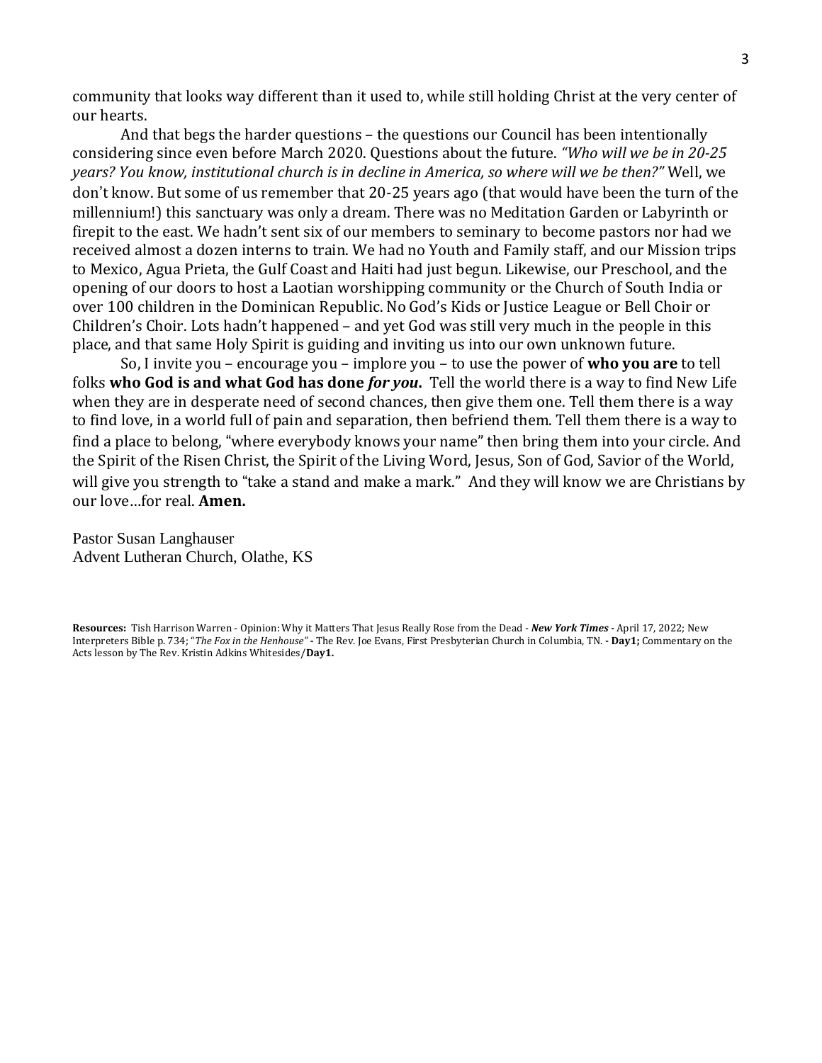community that looks way different than it used to, while still holding Christ at the very center of our hearts.

And that begs the harder questions – the questions our Council has been intentionally considering since even before March 2020. Questions about the future. *"Who will we be in 20-25 years? You know, institutional church is in decline in America, so where will we be then?"* Well, we don't know. But some of us remember that 20-25 years ago (that would have been the turn of the millennium!) this sanctuary was only a dream. There was no Meditation Garden or Labyrinth or firepit to the east. We hadn't sent six of our members to seminary to become pastors nor had we received almost a dozen interns to train. We had no Youth and Family staff, and our Mission trips to Mexico, Agua Prieta, the Gulf Coast and Haiti had just begun. Likewise, our Preschool, and the opening of our doors to host a Laotian worshipping community or the Church of South India or over 100 children in the Dominican Republic. No God's Kids or Justice League or Bell Choir or Children's Choir. Lots hadn't happened – and yet God was still very much in the people in this place, and that same Holy Spirit is guiding and inviting us into our own unknown future.

So, I invite you – encourage you – implore you – to use the power of **who you are** to tell folks **who God is and what God has done *for you*.** Tell the world there is a way to find New Life when they are in desperate need of second chances, then give them one. Tell them there is a way to find love, in a world full of pain and separation, then befriend them. Tell them there is a way to find a place to belong, "where everybody knows your name" then bring them into your circle. And the Spirit of the Risen Christ, the Spirit of the Living Word, Jesus, Son of God, Savior of the World, will give you strength to "take a stand and make a mark." And they will know we are Christians by our love…for real. **Amen.**

Pastor Susan Langhauser
Advent Lutheran Church, Olathe, KS

**Resources:** Tish Harrison Warren - Opinion: Why it Matters That Jesus Really Rose from the Dead - ***New York Times*** - April 17, 2022; New Interpreters Bible p. 734; "*The Fox in the Henhouse"* - The Rev. Joe Evans, First Presbyterian Church in Columbia, TN. - **Day1;** Commentary on the Acts lesson by The Rev. Kristin Adkins Whitesides/**Day1.**